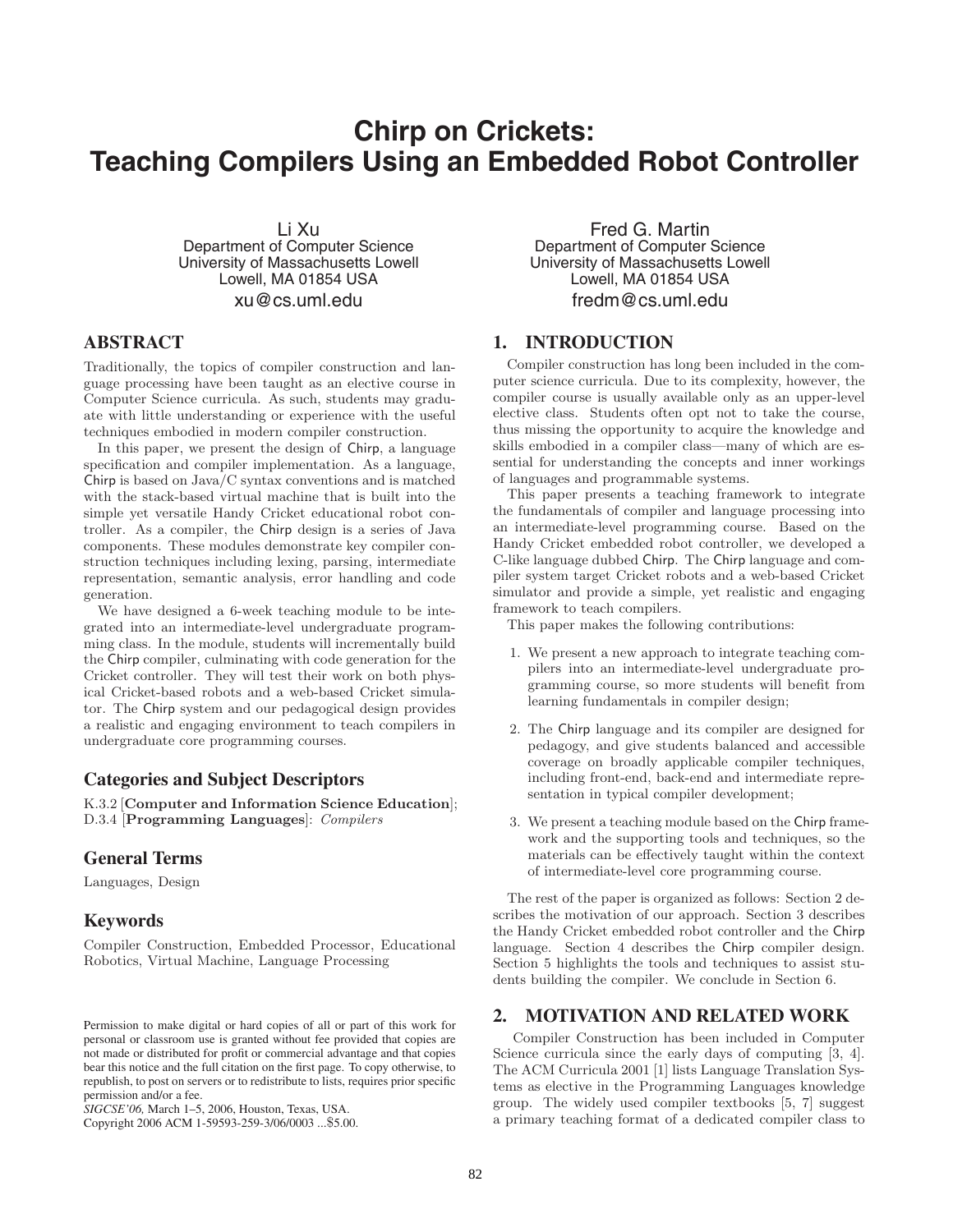# Chirp on Crickets: Teaching Compilers Using an Embedded Robot Controller

Li Xu
Department of Computer Science
University of Massachusetts Lowell
Lowell, MA 01854 USA
xu@cs.uml.edu

Fred G. Martin
Department of Computer Science
University of Massachusetts Lowell
Lowell, MA 01854 USA
fredm@cs.uml.edu

## ABSTRACT

Traditionally, the topics of compiler construction and language processing have been taught as an elective course in Computer Science curricula. As such, students may graduate with little understanding or experience with the useful techniques embodied in modern compiler construction.

In this paper, we present the design of Chirp, a language specification and compiler implementation. As a language, Chirp is based on Java/C syntax conventions and is matched with the stack-based virtual machine that is built into the simple yet versatile Handy Cricket educational robot controller. As a compiler, the Chirp design is a series of Java components. These modules demonstrate key compiler construction techniques including lexing, parsing, intermediate representation, semantic analysis, error handling and code generation.

We have designed a 6-week teaching module to be integrated into an intermediate-level undergraduate programming class. In the module, students will incrementally build the Chirp compiler, culminating with code generation for the Cricket controller. They will test their work on both physical Cricket-based robots and a web-based Cricket simulator. The Chirp system and our pedagogical design provides a realistic and engaging environment to teach compilers in undergraduate core programming courses.

### Categories and Subject Descriptors

K.3.2 [**Computer and Information Science Education**]; D.3.4 [**Programming Languages**]: *Compilers*

### General Terms

Languages, Design

### Keywords

Compiler Construction, Embedded Processor, Educational Robotics, Virtual Machine, Language Processing

Permission to make digital or hard copies of all or part of this work for personal or classroom use is granted without fee provided that copies are not made or distributed for profit or commercial advantage and that copies bear this notice and the full citation on the first page. To copy otherwise, to republish, to post on servers or to redistribute to lists, requires prior specific permission and/or a fee.
*SIGCSE'06,* March 1–5, 2006, Houston, Texas, USA.
Copyright 2006 ACM 1-59593-259-3/06/0003 ...$5.00.

## 1. INTRODUCTION

Compiler construction has long been included in the computer science curricula. Due to its complexity, however, the compiler course is usually available only as an upper-level elective class. Students often opt not to take the course, thus missing the opportunity to acquire the knowledge and skills embodied in a compiler class—many of which are essential for understanding the concepts and inner workings of languages and programmable systems.

This paper presents a teaching framework to integrate the fundamentals of compiler and language processing into an intermediate-level programming course. Based on the Handy Cricket embedded robot controller, we developed a C-like language dubbed Chirp. The Chirp language and compiler system target Cricket robots and a web-based Cricket simulator and provide a simple, yet realistic and engaging framework to teach compilers.

This paper makes the following contributions:

1. We present a new approach to integrate teaching compilers into an intermediate-level undergraduate programming course, so more students will benefit from learning fundamentals in compiler design;
2. The Chirp language and its compiler are designed for pedagogy, and give students balanced and accessible coverage on broadly applicable compiler techniques, including front-end, back-end and intermediate representation in typical compiler development;
3. We present a teaching module based on the Chirp framework and the supporting tools and techniques, so the materials can be effectively taught within the context of intermediate-level core programming course.

The rest of the paper is organized as follows: Section 2 describes the motivation of our approach. Section 3 describes the Handy Cricket embedded robot controller and the Chirp language. Section 4 describes the Chirp compiler design. Section 5 highlights the tools and techniques to assist students building the compiler. We conclude in Section 6.

## 2. MOTIVATION AND RELATED WORK

Compiler Construction has been included in Computer Science curricula since the early days of computing [3, 4]. The ACM Curricula 2001 [1] lists Language Translation Systems as elective in the Programming Languages knowledge group. The widely used compiler textbooks [5, 7] suggest a primary teaching format of a dedicated compiler class to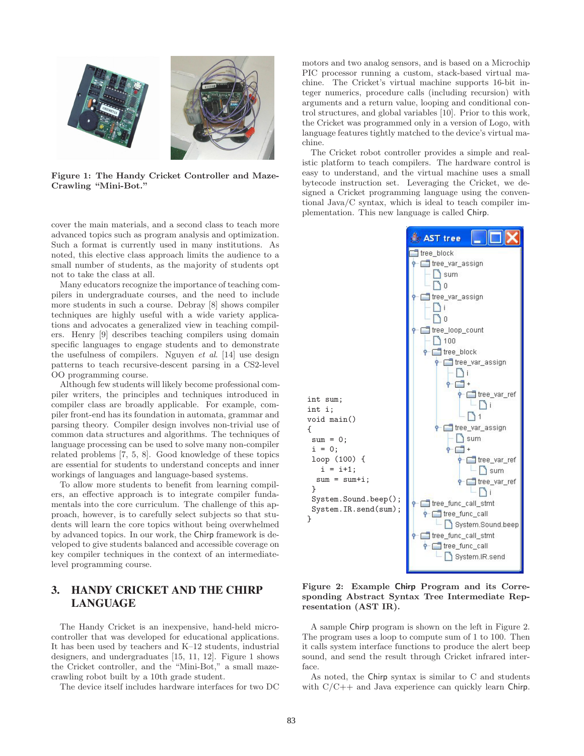Figure 1: The Handy Cricket Controller and Maze-Crawling "Mini-Bot."

cover the main materials, and a second class to teach more advanced topics such as program analysis and optimization. Such a format is currently used in many institutions. As noted, this elective class approach limits the audience to a small number of students, as the majority of students opt not to take the class at all.

Many educators recognize the importance of teaching compilers in undergraduate courses, and the need to include more students in such a course. Debray [8] shows compiler techniques are highly useful with a wide variety applications and advocates a generalized view in teaching compilers. Henry [9] describes teaching compilers using domain specific languages to engage students and to demonstrate the usefulness of compilers. Nguyen *et al.* [14] use design patterns to teach recursive-descent parsing in a CS2-level OO programming course.

Although few students will likely become professional compiler writers, the principles and techniques introduced in compiler class are broadly applicable. For example, compiler front-end has its foundation in automata, grammar and parsing theory. Compiler design involves non-trivial use of common data structures and algorithms. The techniques of language processing can be used to solve many non-compiler related problems [7, 5, 8]. Good knowledge of these topics are essential for students to understand concepts and inner workings of languages and language-based systems.

To allow more students to benefit from learning compilers, an effective approach is to integrate compiler fundamentals into the core curriculum. The challenge of this approach, however, is to carefully select subjects so that students will learn the core topics without being overwhelmed by advanced topics. In our work, the Chirp framework is developed to give students balanced and accessible coverage on key compiler techniques in the context of an intermediate-level programming course.

## 3. HANDY CRICKET AND THE CHIRP LANGUAGE

The Handy Cricket is an inexpensive, hand-held microcontroller that was developed for educational applications. It has been used by teachers and K–12 students, industrial designers, and undergraduates [15, 11, 12]. Figure 1 shows the Cricket controller, and the "Mini-Bot," a small maze-crawling robot built by a 10th grade student.

The device itself includes hardware interfaces for two DC motors and two analog sensors, and is based on a Microchip PIC processor running a custom, stack-based virtual machine. The Cricket's virtual machine supports 16-bit integer numerics, procedure calls (including recursion) with arguments and a return value, looping and conditional control structures, and global variables [10]. Prior to this work, the Cricket was programmed only in a version of Logo, with language features tightly matched to the device's virtual machine.

The Cricket robot controller provides a simple and realistic platform to teach compilers. The hardware control is easy to understand, and the virtual machine uses a small bytecode instruction set. Leveraging the Cricket, we designed a Cricket programming language using the conventional Java/C syntax, which is ideal to teach compiler implementation. This new language is called Chirp.

```
int sum;
int i;
void main()
{
 sum = 0;
 i = 0;
 loop (100) {
   i = i+1;
  sum = sum+i;
 }
 System.Sound.beep();
 System.IR.send(sum);
}
```

Figure 2: Example Chirp Program and its Corresponding Abstract Syntax Tree Intermediate Representation (AST IR).

A sample Chirp program is shown on the left in Figure 2. The program uses a loop to compute sum of 1 to 100. Then it calls system interface functions to produce the alert beep sound, and send the result through Cricket infrared interface.

As noted, the Chirp syntax is similar to C and students with C/C++ and Java experience can quickly learn Chirp.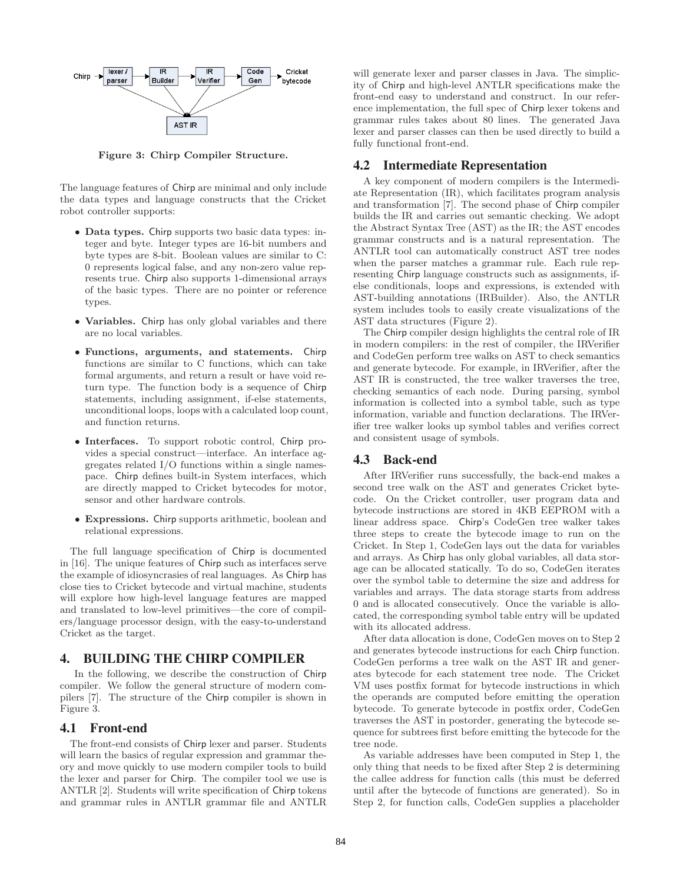Figure 3: Chirp Compiler Structure.

The language features of Chirp are minimal and only include the data types and language constructs that the Cricket robot controller supports:

- **Data types.** Chirp supports two basic data types: integer and byte. Integer types are 16-bit numbers and byte types are 8-bit. Boolean values are similar to C: 0 represents logical false, and any non-zero value represents true. Chirp also supports 1-dimensional arrays of the basic types. There are no pointer or reference types.
- **Variables.** Chirp has only global variables and there are no local variables.
- **Functions, arguments, and statements.** Chirp functions are similar to C functions, which can take formal arguments, and return a result or have void return type. The function body is a sequence of Chirp statements, including assignment, if-else statements, unconditional loops, loops with a calculated loop count, and function returns.
- **Interfaces.** To support robotic control, Chirp provides a special construct—interface. An interface aggregates related I/O functions within a single namespace. Chirp defines built-in System interfaces, which are directly mapped to Cricket bytecodes for motor, sensor and other hardware controls.
- **Expressions.** Chirp supports arithmetic, boolean and relational expressions.

The full language specification of Chirp is documented in [16]. The unique features of Chirp such as interfaces serve the example of idiosyncrasies of real languages. As Chirp has close ties to Cricket bytecode and virtual machine, students will explore how high-level language features are mapped and translated to low-level primitives—the core of compilers/language processor design, with the easy-to-understand Cricket as the target.

# 4. BUILDING THE CHIRP COMPILER

In the following, we describe the construction of Chirp compiler. We follow the general structure of modern compilers [7]. The structure of the Chirp compiler is shown in Figure 3.

## 4.1 Front-end

The front-end consists of Chirp lexer and parser. Students will learn the basics of regular expression and grammar theory and move quickly to use modern compiler tools to build the lexer and parser for Chirp. The compiler tool we use is ANTLR [2]. Students will write specification of Chirp tokens and grammar rules in ANTLR grammar file and ANTLR will generate lexer and parser classes in Java. The simplicity of Chirp and high-level ANTLR specifications make the front-end easy to understand and construct. In our reference implementation, the full spec of Chirp lexer tokens and grammar rules takes about 80 lines. The generated Java lexer and parser classes can then be used directly to build a fully functional front-end.

## 4.2 Intermediate Representation

A key component of modern compilers is the Intermediate Representation (IR), which facilitates program analysis and transformation [7]. The second phase of Chirp compiler builds the IR and carries out semantic checking. We adopt the Abstract Syntax Tree (AST) as the IR; the AST encodes grammar constructs and is a natural representation. The ANTLR tool can automatically construct AST tree nodes when the parser matches a grammar rule. Each rule representing Chirp language constructs such as assignments, if-else conditionals, loops and expressions, is extended with AST-building annotations (IRBuilder). Also, the ANTLR system includes tools to easily create visualizations of the AST data structures (Figure 2).

The Chirp compiler design highlights the central role of IR in modern compilers: in the rest of compiler, the IRVerifier and CodeGen perform tree walks on AST to check semantics and generate bytecode. For example, in IRVerifier, after the AST IR is constructed, the tree walker traverses the tree, checking semantics of each node. During parsing, symbol information is collected into a symbol table, such as type information, variable and function declarations. The IRVerifier tree walker looks up symbol tables and verifies correct and consistent usage of symbols.

## 4.3 Back-end

After IRVerifier runs successfully, the back-end makes a second tree walk on the AST and generates Cricket bytecode. On the Cricket controller, user program data and bytecode instructions are stored in 4KB EEPROM with a linear address space. Chirp's CodeGen tree walker takes three steps to create the bytecode image to run on the Cricket. In Step 1, CodeGen lays out the data for variables and arrays. As Chirp has only global variables, all data storage can be allocated statically. To do so, CodeGen iterates over the symbol table to determine the size and address for variables and arrays. The data storage starts from address 0 and is allocated consecutively. Once the variable is allocated, the corresponding symbol table entry will be updated with its allocated address.

After data allocation is done, CodeGen moves on to Step 2 and generates bytecode instructions for each Chirp function. CodeGen performs a tree walk on the AST IR and generates bytecode for each statement tree node. The Cricket VM uses postfix format for bytecode instructions in which the operands are computed before emitting the operation bytecode. To generate bytecode in postfix order, CodeGen traverses the AST in postorder, generating the bytecode sequence for subtrees first before emitting the bytecode for the tree node.

As variable addresses have been computed in Step 1, the only thing that needs to be fixed after Step 2 is determining the callee address for function calls (this must be deferred until after the bytecode of functions are generated). So in Step 2, for function calls, CodeGen supplies a placeholder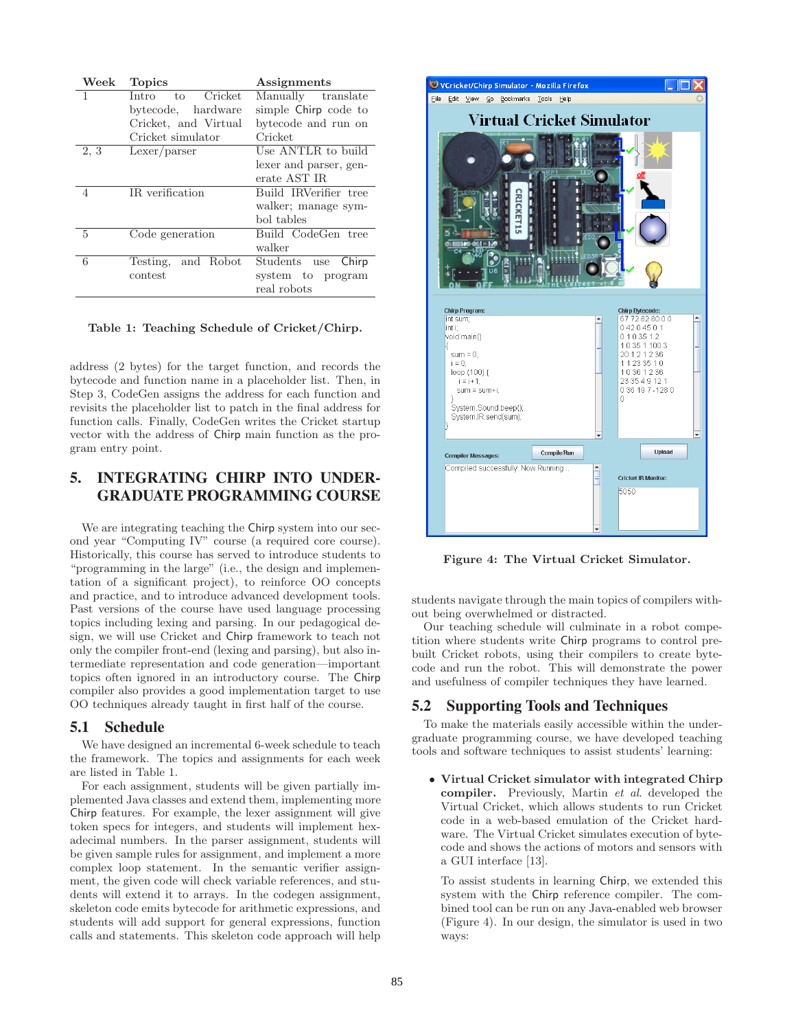| Week | Topics | Assignments |
|---|---|---|
| 1 | Intro to Cricket bytecode, hardware Cricket, and Virtual Cricket simulator | Manually translate simple Chirp code to bytecode and run on Cricket |
| 2, 3 | Lexer/parser | Use ANTLR to build lexer and parser, generate AST IR |
| 4 | IR verification | Build IRVerifier tree walker; manage symbol tables |
| 5 | Code generation | Build CodeGen tree walker |
| 6 | Testing, and Robot contest | Students use Chirp system to program real robots |

**Table 1: Teaching Schedule of Cricket/Chirp.**

address (2 bytes) for the target function, and records the bytecode and function name in a placeholder list. Then, in Step 3, CodeGen assigns the address for each function and revisits the placeholder list to patch in the final address for function calls. Finally, CodeGen writes the Cricket startup vector with the address of Chirp main function as the program entry point.

## 5. INTEGRATING CHIRP INTO UNDERGRADUATE PROGRAMMING COURSE

We are integrating teaching the Chirp system into our second year "Computing IV" course (a required core course). Historically, this course has served to introduce students to "programming in the large" (i.e., the design and implementation of a significant project), to reinforce OO concepts and practice, and to introduce advanced development tools. Past versions of the course have used language processing topics including lexing and parsing. In our pedagogical design, we will use Cricket and Chirp framework to teach not only the compiler front-end (lexing and parsing), but also intermediate representation and code generation—important topics often ignored in an introductory course. The Chirp compiler also provides a good implementation target to use OO techniques already taught in first half of the course.

### 5.1 Schedule

We have designed an incremental 6-week schedule to teach the framework. The topics and assignments for each week are listed in Table 1.

For each assignment, students will be given partially implemented Java classes and extend them, implementing more Chirp features. For example, the lexer assignment will give token specs for integers, and students will implement hexadecimal numbers. In the parser assignment, students will be given sample rules for assignment, and implement a more complex loop statement. In the semantic verifier assignment, the given code will check variable references, and students will extend it to arrays. In the codegen assignment, skeleton code emits bytecode for arithmetic expressions, and students will add support for general expressions, function calls and statements. This skeleton code approach will help students navigate through the main topics of compilers without being overwhelmed or distracted.

Our teaching schedule will culminate in a robot competition where students write Chirp programs to control prebuilt Cricket robots, using their compilers to create bytecode and run the robot. This will demonstrate the power and usefulness of compiler techniques they have learned.

**Figure 4: The Virtual Cricket Simulator.**

### 5.2 Supporting Tools and Techniques

To make the materials easily accessible within the undergraduate programming course, we have developed teaching tools and software techniques to assist students' learning:

- **Virtual Cricket simulator with integrated Chirp compiler.** Previously, Martin *et al.* developed the Virtual Cricket, which allows students to run Cricket code in a web-based emulation of the Cricket hardware. The Virtual Cricket simulates execution of bytecode and shows the actions of motors and sensors with a GUI interface [13].

  To assist students in learning Chirp, we extended this system with the Chirp reference compiler. The combined tool can be run on any Java-enabled web browser (Figure 4). In our design, the simulator is used in two ways: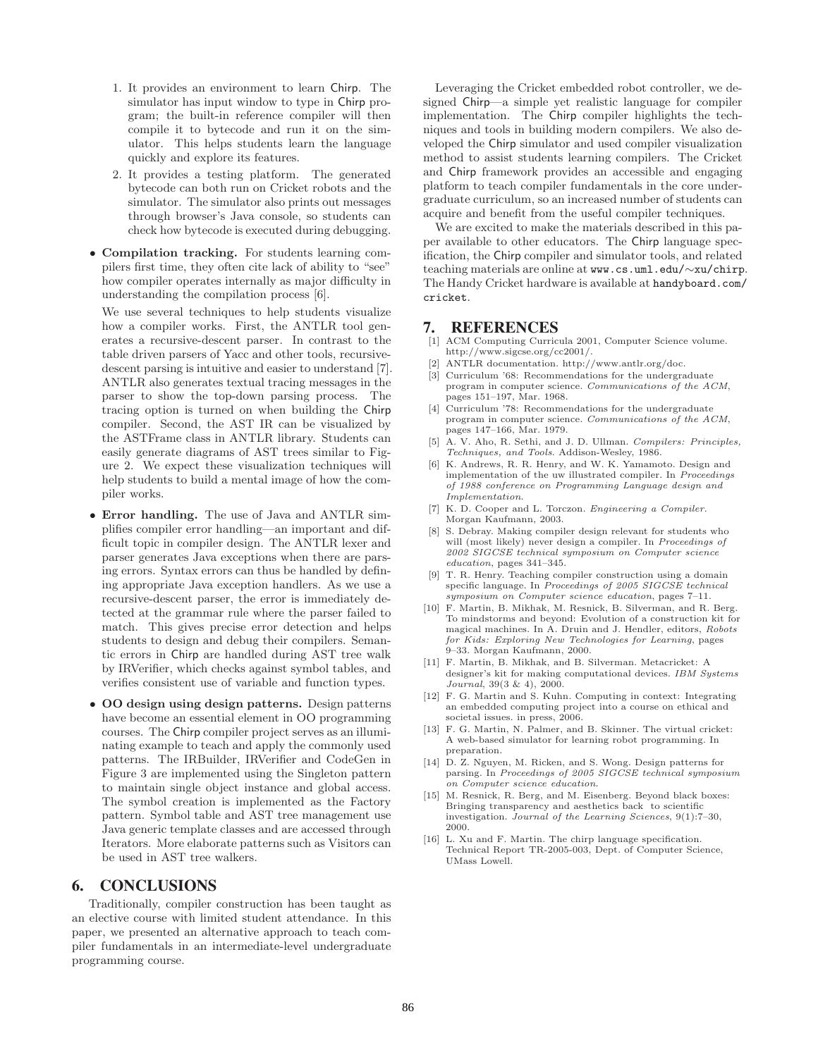1. It provides an environment to learn Chirp. The simulator has input window to type in Chirp program; the built-in reference compiler will then compile it to bytecode and run it on the simulator. This helps students learn the language quickly and explore its features.
2. It provides a testing platform. The generated bytecode can both run on Cricket robots and the simulator. The simulator also prints out messages through browser's Java console, so students can check how bytecode is executed during debugging.

- **Compilation tracking.** For students learning compilers first time, they often cite lack of ability to "see" how compiler operates internally as major difficulty in understanding the compilation process [6].

  We use several techniques to help students visualize how a compiler works. First, the ANTLR tool generates a recursive-descent parser. In contrast to the table driven parsers of Yacc and other tools, recursive-descent parsing is intuitive and easier to understand [7]. ANTLR also generates textual tracing messages in the parser to show the top-down parsing process. The tracing option is turned on when building the Chirp compiler. Second, the AST IR can be visualized by the ASTFrame class in ANTLR library. Students can easily generate diagrams of AST trees similar to Figure 2. We expect these visualization techniques will help students to build a mental image of how the compiler works.

- **Error handling.** The use of Java and ANTLR simplifies compiler error handling—an important and difficult topic in compiler design. The ANTLR lexer and parser generates Java exceptions when there are parsing errors. Syntax errors can thus be handled by defining appropriate Java exception handlers. As we use a recursive-descent parser, the error is immediately detected at the grammar rule where the parser failed to match. This gives precise error detection and helps students to design and debug their compilers. Semantic errors in Chirp are handled during AST tree walk by IRVerifier, which checks against symbol tables, and verifies consistent use of variable and function types.

- **OO design using design patterns.** Design patterns have become an essential element in OO programming courses. The Chirp compiler project serves as an illuminating example to teach and apply the commonly used patterns. The IRBuilder, IRVerifier and CodeGen in Figure 3 are implemented using the Singleton pattern to maintain single object instance and global access. The symbol creation is implemented as the Factory pattern. Symbol table and AST tree management use Java generic template classes and are accessed through Iterators. More elaborate patterns such as Visitors can be used in AST tree walkers.

## 6. CONCLUSIONS

Traditionally, compiler construction has been taught as an elective course with limited student attendance. In this paper, we presented an alternative approach to teach compiler fundamentals in an intermediate-level undergraduate programming course.

Leveraging the Cricket embedded robot controller, we designed Chirp—a simple yet realistic language for compiler implementation. The Chirp compiler highlights the techniques and tools in building modern compilers. We also developed the Chirp simulator and used compiler visualization method to assist students learning compilers. The Cricket and Chirp framework provides an accessible and engaging platform to teach compiler fundamentals in the core undergraduate curriculum, so an increased number of students can acquire and benefit from the useful compiler techniques.

We are excited to make the materials described in this paper available to other educators. The Chirp language specification, the Chirp compiler and simulator tools, and related teaching materials are online at `www.cs.uml.edu/~xu/chirp`. The Handy Cricket hardware is available at `handyboard.com/cricket`.

## 7. REFERENCES

[1] ACM Computing Curricula 2001, Computer Science volume. http://www.sigcse.org/cc2001/.

[2] ANTLR documentation. http://www.antlr.org/doc.

[3] Curriculum '68: Recommendations for the undergraduate program in computer science. *Communications of the ACM*, pages 151–197, Mar. 1968.

[4] Curriculum '78: Recommendations for the undergraduate program in computer science. *Communications of the ACM*, pages 147–166, Mar. 1979.

[5] A. V. Aho, R. Sethi, and J. D. Ullman. *Compilers: Principles, Techniques, and Tools*. Addison-Wesley, 1986.

[6] K. Andrews, R. R. Henry, and W. K. Yamamoto. Design and implementation of the uw illustrated compiler. In *Proceedings of 1988 conference on Programming Language design and Implementation*.

[7] K. D. Cooper and L. Torczon. *Engineering a Compiler*. Morgan Kaufmann, 2003.

[8] S. Debray. Making compiler design relevant for students who will (most likely) never design a compiler. In *Proceedings of 2002 SIGCSE technical symposium on Computer science education*, pages 341–345.

[9] T. R. Henry. Teaching compiler construction using a domain specific language. In *Proceedings of 2005 SIGCSE technical symposium on Computer science education*, pages 7–11.

[10] F. Martin, B. Mikhak, M. Resnick, B. Silverman, and R. Berg. To mindstorms and beyond: Evolution of a construction kit for magical machines. In A. Druin and J. Hendler, editors, *Robots for Kids: Exploring New Technologies for Learning*, pages 9–33. Morgan Kaufmann, 2000.

[11] F. Martin, B. Mikhak, and B. Silverman. Metacricket: A designer's kit for making computational devices. *IBM Systems Journal*, 39(3 & 4), 2000.

[12] F. G. Martin and S. Kuhn. Computing in context: Integrating an embedded computing project into a course on ethical and societal issues. in press, 2006.

[13] F. G. Martin, N. Palmer, and B. Skinner. The virtual cricket: A web-based simulator for learning robot programming. In preparation.

[14] D. Z. Nguyen, M. Ricken, and S. Wong. Design patterns for parsing. In *Proceedings of 2005 SIGCSE technical symposium on Computer science education*.

[15] M. Resnick, R. Berg, and M. Eisenberg. Beyond black boxes: Bringing transparency and aesthetics back to scientific investigation. *Journal of the Learning Sciences*, 9(1):7–30, 2000.

[16] L. Xu and F. Martin. The chirp language specification. Technical Report TR-2005-003, Dept. of Computer Science, UMass Lowell.